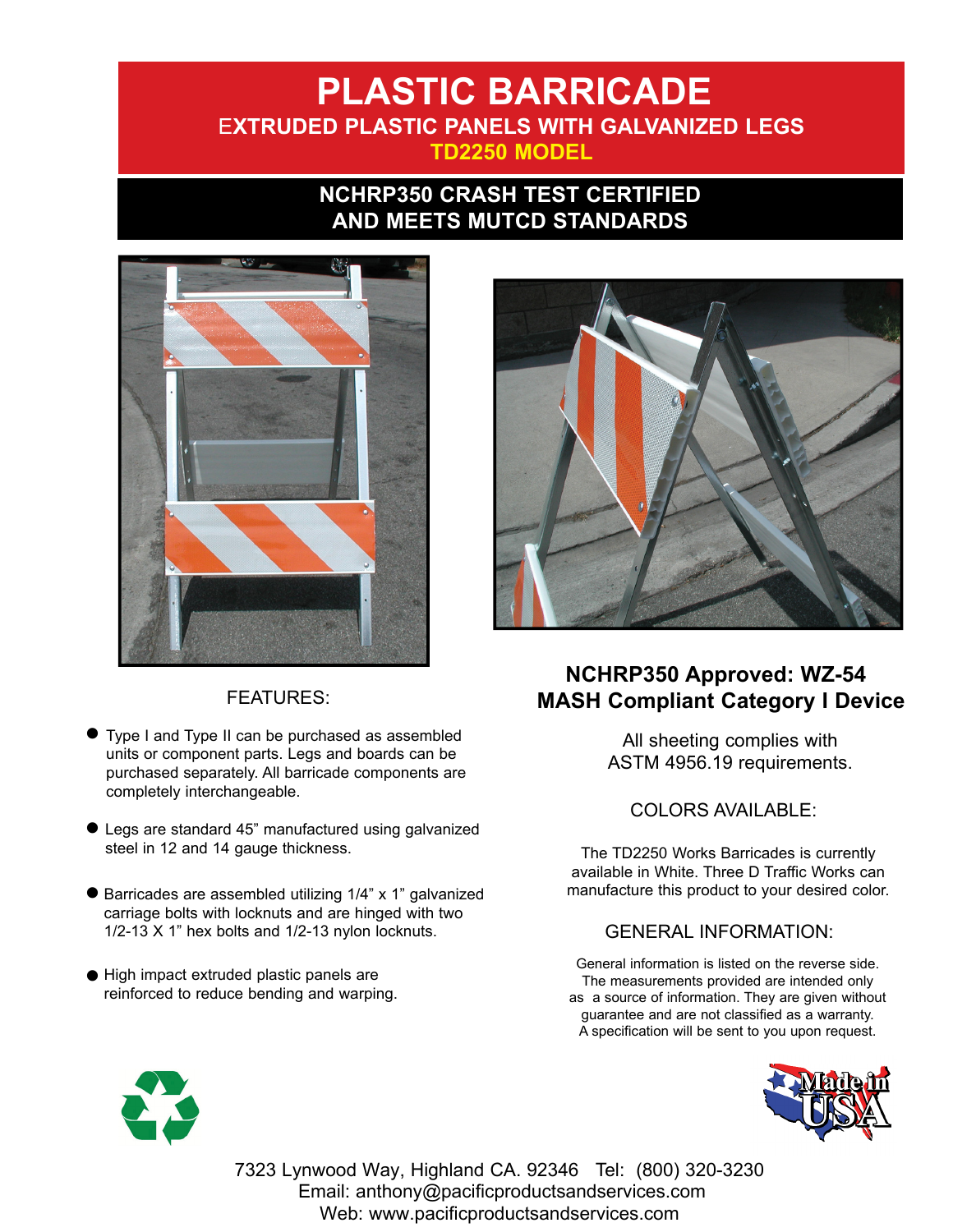# PLASTIC BARRICADE

## EXTRUDED PLASTIC PANELS WITH GALVANIZED LEGS

## TD2250 MODEL

**NCHRP350 CRASH TEST CERTIFIED AND MEETS MUTCD STANDARDS**

## FEATURES:

- Type I and Type II can be purchased as assembled units or component parts. Legs and boards can be purchased separately. All barricade components are completely interchangeable.
- Legs are standard 45" manufactured using galvanized steel in 12 and 14 gauge thickness.
- Barricades are assembled utilizing 1/4" x 1" galvanized carriage bolts with locknuts and are hinged with two 1/2-13 X 1" hex bolts and 1/2-13 nylon locknuts.
- High impact extruded plastic panels are reinforced to reduce bending and warping.

**NCHRP350 Approved: WZ-54**
**MASH Compliant Category I Device**

All sheeting complies with ASTM 4956.19 requirements.

## COLORS AVAILABLE:

The TD2250 Works Barricades is currently available in White. Three D Traffic Works can manufacture this product to your desired color.

## GENERAL INFORMATION:

General information is listed on the reverse side. The measurements provided are intended only as a source of information. They are given without guarantee and are not classified as a warranty. A specification will be sent to you upon request.

Made in USA

7323 Lynwood Way, Highland CA. 92346 Tel: (800) 320-3230
Email: anthony@pacificproductsandservices.com
Web: www.pacificproductsandservices.com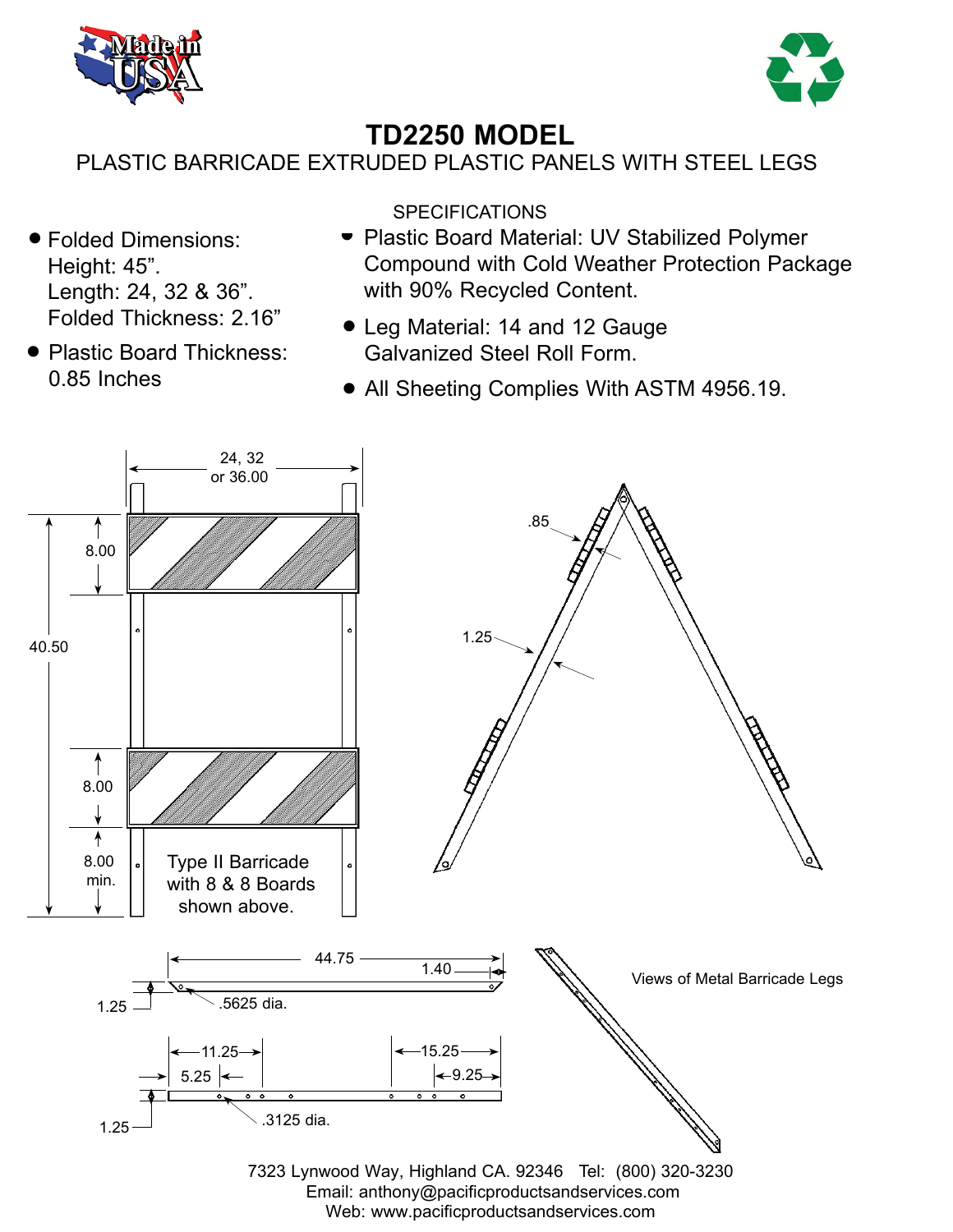# TD2250 MODEL

PLASTIC BARRICADE EXTRUDED PLASTIC PANELS WITH STEEL LEGS

- Folded Dimensions:
  Height: 45”.
  Length: 24, 32 & 36”.
  Folded Thickness: 2.16”
- Plastic Board Thickness:
  0.85 Inches

SPECIFICATIONS

- Plastic Board Material: UV Stabilized Polymer Compound with Cold Weather Protection Package with 90% Recycled Content.
- Leg Material: 14 and 12 Gauge Galvanized Steel Roll Form.
- All Sheeting Complies With ASTM 4956.19.

24, 32 or 36.00

40.50

8.00

8.00

8.00 min.

Type II Barricade with 8 & 8 Boards shown above.

.85

1.25

44.75

1.40

1.25

.5625 dia.

11.25

5.25

15.25

9.25

1.25

.3125 dia.

Views of Metal Barricade Legs

7323 Lynwood Way, Highland CA. 92346 Tel: (800) 320-3230
Email: anthony@pacificproductsandservices.com
Web: www.pacificproductsandservices.com